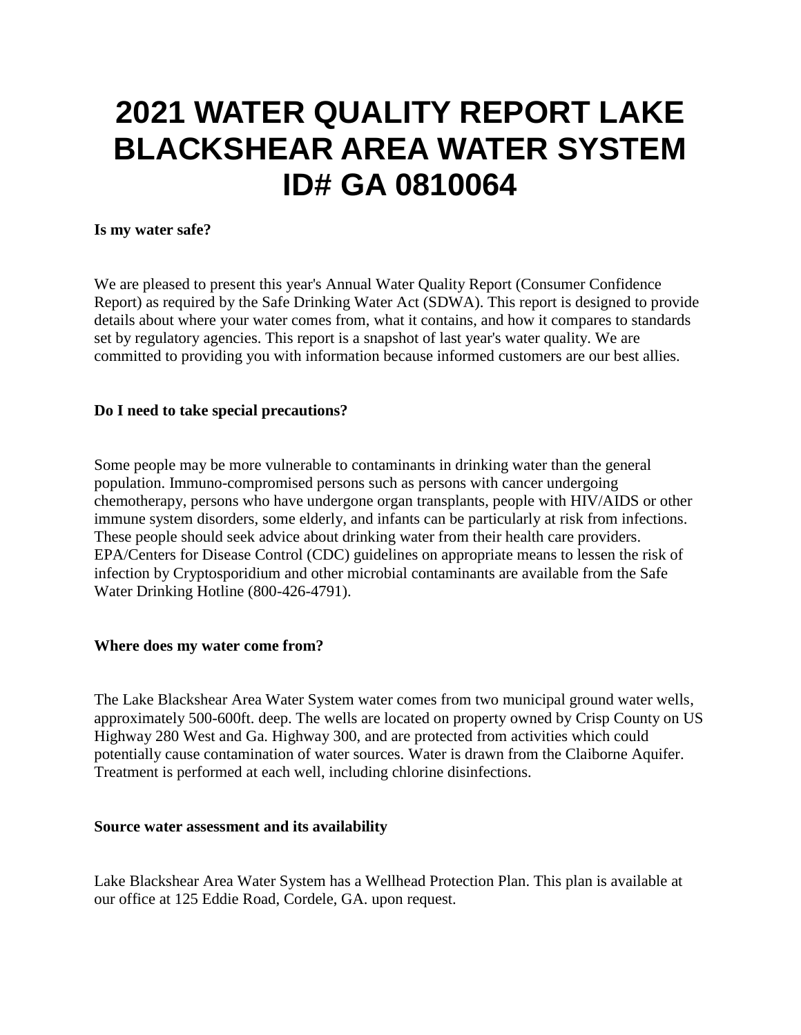# 2021 WATER QUALITY REPORT LAKE BLACKSHEAR AREA WATER SYSTEM ID# GA 0810064

**Is my water safe?**

We are pleased to present this year's Annual Water Quality Report (Consumer Confidence Report) as required by the Safe Drinking Water Act (SDWA). This report is designed to provide details about where your water comes from, what it contains, and how it compares to standards set by regulatory agencies. This report is a snapshot of last year's water quality. We are committed to providing you with information because informed customers are our best allies.

**Do I need to take special precautions?**

Some people may be more vulnerable to contaminants in drinking water than the general population. Immuno-compromised persons such as persons with cancer undergoing chemotherapy, persons who have undergone organ transplants, people with HIV/AIDS or other immune system disorders, some elderly, and infants can be particularly at risk from infections. These people should seek advice about drinking water from their health care providers. EPA/Centers for Disease Control (CDC) guidelines on appropriate means to lessen the risk of infection by Cryptosporidium and other microbial contaminants are available from the Safe Water Drinking Hotline (800-426-4791).

**Where does my water come from?**

The Lake Blackshear Area Water System water comes from two municipal ground water wells, approximately 500-600ft. deep. The wells are located on property owned by Crisp County on US Highway 280 West and Ga. Highway 300, and are protected from activities which could potentially cause contamination of water sources. Water is drawn from the Claiborne Aquifer. Treatment is performed at each well, including chlorine disinfections.

**Source water assessment and its availability**

Lake Blackshear Area Water System has a Wellhead Protection Plan. This plan is available at our office at 125 Eddie Road, Cordele, GA. upon request.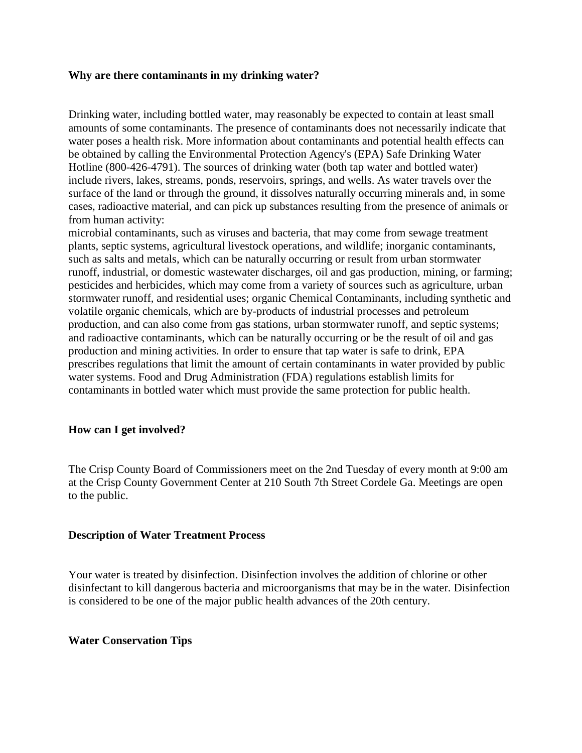**Why are there contaminants in my drinking water?**

Drinking water, including bottled water, may reasonably be expected to contain at least small amounts of some contaminants. The presence of contaminants does not necessarily indicate that water poses a health risk. More information about contaminants and potential health effects can be obtained by calling the Environmental Protection Agency's (EPA) Safe Drinking Water Hotline (800-426-4791). The sources of drinking water (both tap water and bottled water) include rivers, lakes, streams, ponds, reservoirs, springs, and wells. As water travels over the surface of the land or through the ground, it dissolves naturally occurring minerals and, in some cases, radioactive material, and can pick up substances resulting from the presence of animals or from human activity:
microbial contaminants, such as viruses and bacteria, that may come from sewage treatment plants, septic systems, agricultural livestock operations, and wildlife; inorganic contaminants, such as salts and metals, which can be naturally occurring or result from urban stormwater runoff, industrial, or domestic wastewater discharges, oil and gas production, mining, or farming; pesticides and herbicides, which may come from a variety of sources such as agriculture, urban stormwater runoff, and residential uses; organic Chemical Contaminants, including synthetic and volatile organic chemicals, which are by-products of industrial processes and petroleum production, and can also come from gas stations, urban stormwater runoff, and septic systems; and radioactive contaminants, which can be naturally occurring or be the result of oil and gas production and mining activities. In order to ensure that tap water is safe to drink, EPA prescribes regulations that limit the amount of certain contaminants in water provided by public water systems. Food and Drug Administration (FDA) regulations establish limits for contaminants in bottled water which must provide the same protection for public health.

**How can I get involved?**

The Crisp County Board of Commissioners meet on the 2nd Tuesday of every month at 9:00 am at the Crisp County Government Center at 210 South 7th Street Cordele Ga. Meetings are open to the public.

**Description of Water Treatment Process**

Your water is treated by disinfection. Disinfection involves the addition of chlorine or other disinfectant to kill dangerous bacteria and microorganisms that may be in the water. Disinfection is considered to be one of the major public health advances of the 20th century.

**Water Conservation Tips**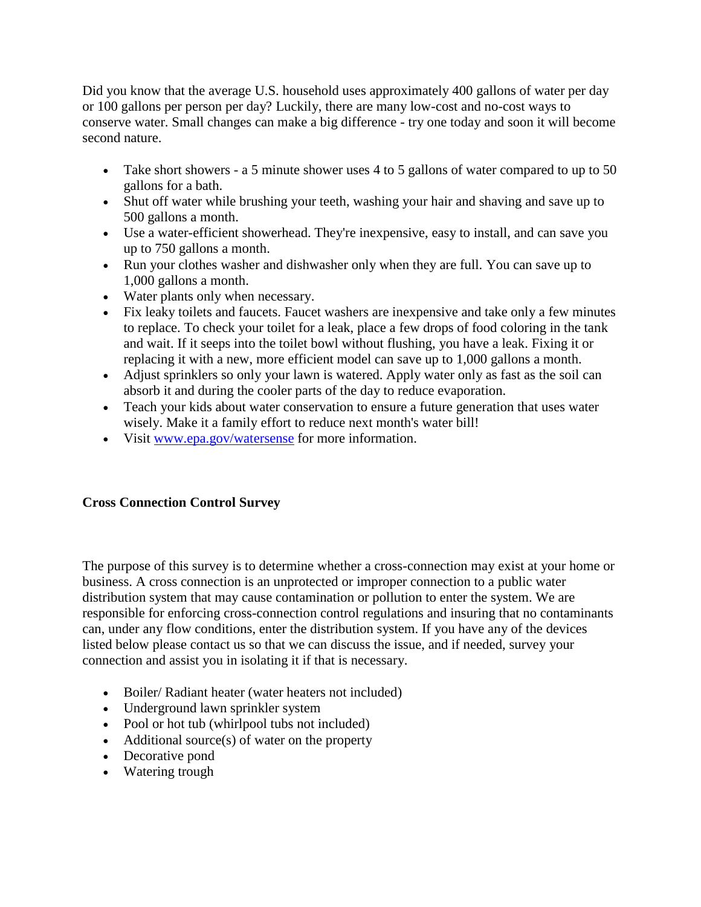Did you know that the average U.S. household uses approximately 400 gallons of water per day or 100 gallons per person per day? Luckily, there are many low-cost and no-cost ways to conserve water. Small changes can make a big difference - try one today and soon it will become second nature.

- Take short showers - a 5 minute shower uses 4 to 5 gallons of water compared to up to 50 gallons for a bath.
- Shut off water while brushing your teeth, washing your hair and shaving and save up to 500 gallons a month.
- Use a water-efficient showerhead. They're inexpensive, easy to install, and can save you up to 750 gallons a month.
- Run your clothes washer and dishwasher only when they are full. You can save up to 1,000 gallons a month.
- Water plants only when necessary.
- Fix leaky toilets and faucets. Faucet washers are inexpensive and take only a few minutes to replace. To check your toilet for a leak, place a few drops of food coloring in the tank and wait. If it seeps into the toilet bowl without flushing, you have a leak. Fixing it or replacing it with a new, more efficient model can save up to 1,000 gallons a month.
- Adjust sprinklers so only your lawn is watered. Apply water only as fast as the soil can absorb it and during the cooler parts of the day to reduce evaporation.
- Teach your kids about water conservation to ensure a future generation that uses water wisely. Make it a family effort to reduce next month's water bill!
- Visit [www.epa.gov/watersense](http://www.epa.gov/watersense) for more information.

**Cross Connection Control Survey**

The purpose of this survey is to determine whether a cross-connection may exist at your home or business. A cross connection is an unprotected or improper connection to a public water distribution system that may cause contamination or pollution to enter the system. We are responsible for enforcing cross-connection control regulations and insuring that no contaminants can, under any flow conditions, enter the distribution system. If you have any of the devices listed below please contact us so that we can discuss the issue, and if needed, survey your connection and assist you in isolating it if that is necessary.

- Boiler/ Radiant heater (water heaters not included)
- Underground lawn sprinkler system
- Pool or hot tub (whirlpool tubs not included)
- Additional source(s) of water on the property
- Decorative pond
- Watering trough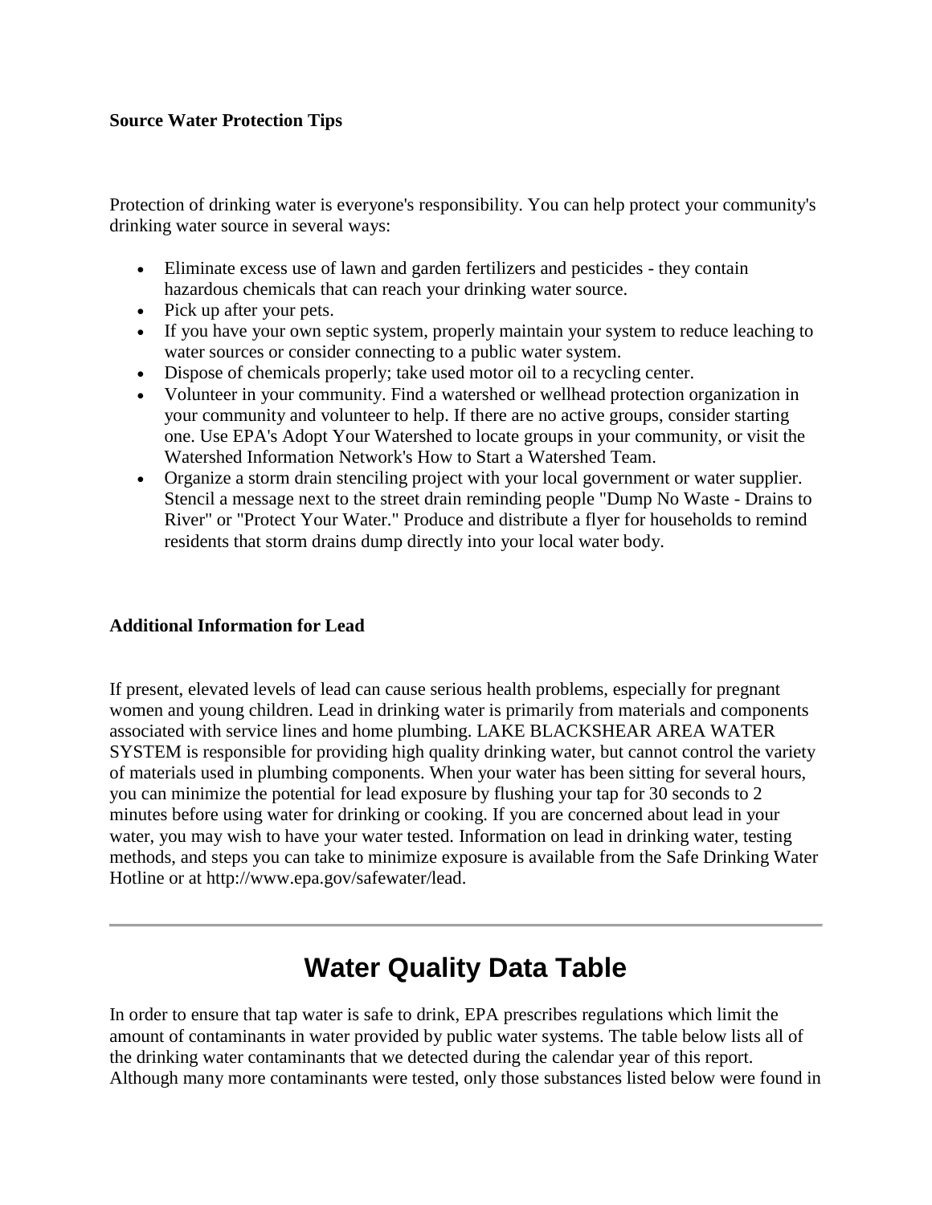**Source Water Protection Tips**

Protection of drinking water is everyone's responsibility. You can help protect your community's drinking water source in several ways:

- Eliminate excess use of lawn and garden fertilizers and pesticides - they contain hazardous chemicals that can reach your drinking water source.
- Pick up after your pets.
- If you have your own septic system, properly maintain your system to reduce leaching to water sources or consider connecting to a public water system.
- Dispose of chemicals properly; take used motor oil to a recycling center.
- Volunteer in your community. Find a watershed or wellhead protection organization in your community and volunteer to help. If there are no active groups, consider starting one. Use EPA's Adopt Your Watershed to locate groups in your community, or visit the Watershed Information Network's How to Start a Watershed Team.
- Organize a storm drain stenciling project with your local government or water supplier. Stencil a message next to the street drain reminding people "Dump No Waste - Drains to River" or "Protect Your Water." Produce and distribute a flyer for households to remind residents that storm drains dump directly into your local water body.

**Additional Information for Lead**

If present, elevated levels of lead can cause serious health problems, especially for pregnant women and young children. Lead in drinking water is primarily from materials and components associated with service lines and home plumbing. LAKE BLACKSHEAR AREA WATER SYSTEM is responsible for providing high quality drinking water, but cannot control the variety of materials used in plumbing components. When your water has been sitting for several hours, you can minimize the potential for lead exposure by flushing your tap for 30 seconds to 2 minutes before using water for drinking or cooking. If you are concerned about lead in your water, you may wish to have your water tested. Information on lead in drinking water, testing methods, and steps you can take to minimize exposure is available from the Safe Drinking Water Hotline or at http://www.epa.gov/safewater/lead.

---

# Water Quality Data Table

In order to ensure that tap water is safe to drink, EPA prescribes regulations which limit the amount of contaminants in water provided by public water systems. The table below lists all of the drinking water contaminants that we detected during the calendar year of this report. Although many more contaminants were tested, only those substances listed below were found in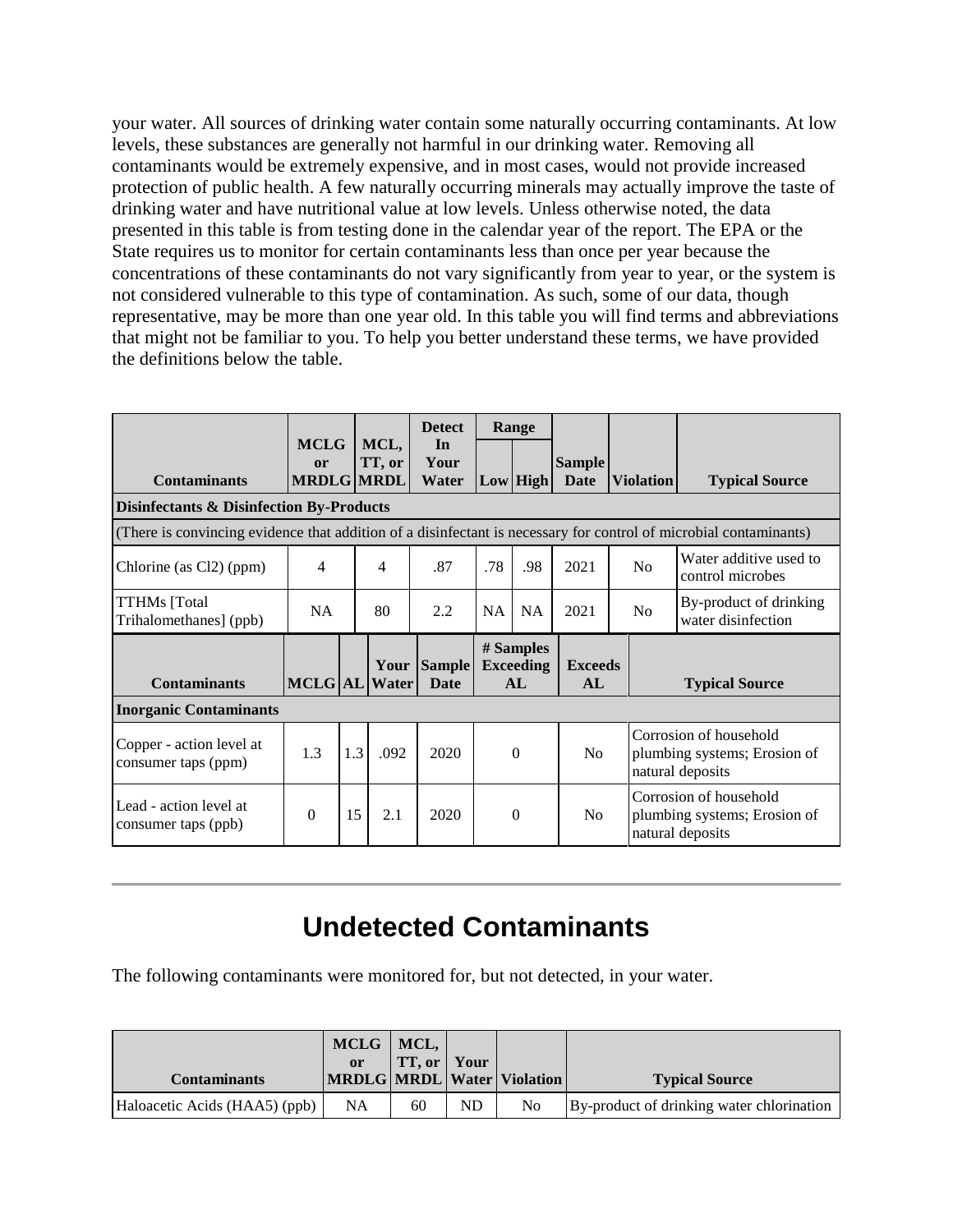your water. All sources of drinking water contain some naturally occurring contaminants. At low levels, these substances are generally not harmful in our drinking water. Removing all contaminants would be extremely expensive, and in most cases, would not provide increased protection of public health. A few naturally occurring minerals may actually improve the taste of drinking water and have nutritional value at low levels. Unless otherwise noted, the data presented in this table is from testing done in the calendar year of the report. The EPA or the State requires us to monitor for certain contaminants less than once per year because the concentrations of these contaminants do not vary significantly from year to year, or the system is not considered vulnerable to this type of contamination. As such, some of our data, though representative, may be more than one year old. In this table you will find terms and abbreviations that might not be familiar to you. To help you better understand these terms, we have provided the definitions below the table.

| Contaminants | MCLG or MRDLG | MCL, TT, or MRDL | Detect In Your Water | Range Low | Range High | Sample Date | Violation | Typical Source |
|---|---|---|---|---|---|---|---|---|
| **Disinfectants & Disinfection By-Products** | | | | | | | | |
| (There is convincing evidence that addition of a disinfectant is necessary for control of microbial contaminants) | | | | | | | | |
| Chlorine (as Cl2) (ppm) | 4 | 4 | .87 | .78 | .98 | 2021 | No | Water additive used to control microbes |
| TTHMs [Total Trihalomethanes] (ppb) | NA | 80 | 2.2 | NA | NA | 2021 | No | By-product of drinking water disinfection |

| Contaminants | MCLG | AL | Your Water | Sample Date | # Samples Exceeding AL | Exceeds AL | Typical Source |
|---|---|---|---|---|---|---|---|
| **Inorganic Contaminants** | | | | | | | |
| Copper - action level at consumer taps (ppm) | 1.3 | 1.3 | .092 | 2020 | 0 | No | Corrosion of household plumbing systems; Erosion of natural deposits |
| Lead - action level at consumer taps (ppb) | 0 | 15 | 2.1 | 2020 | 0 | No | Corrosion of household plumbing systems; Erosion of natural deposits |

---

## Undetected Contaminants

The following contaminants were monitored for, but not detected, in your water.

| Contaminants | MCLG or MRDLG | MCL, TT, or MRDL | Your Water | Violation | Typical Source |
|---|---|---|---|---|---|
| Haloacetic Acids (HAA5) (ppb) | NA | 60 | ND | No | By-product of drinking water chlorination |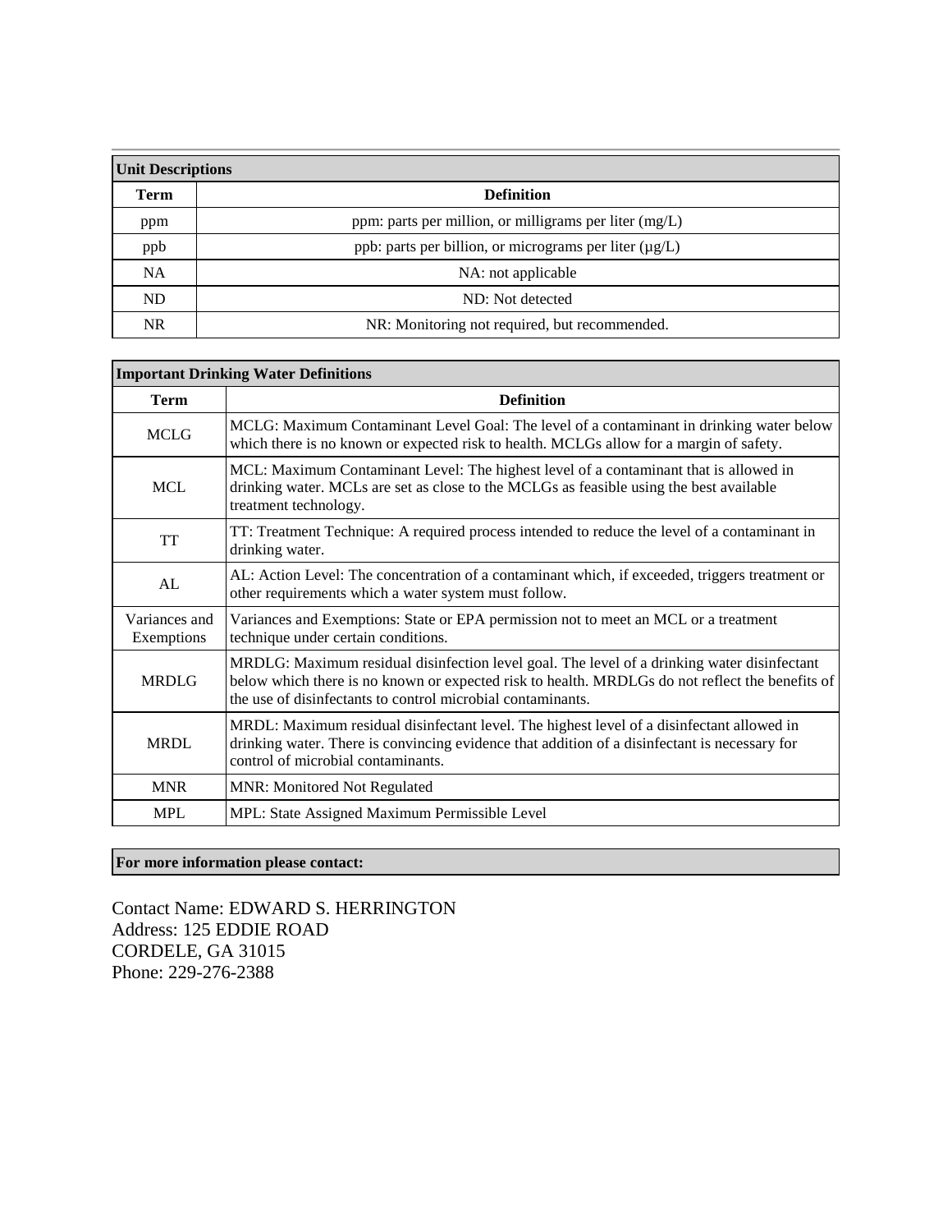| Unit Descriptions | |
|---|---|
| **Term** | **Definition** |
| ppm | ppm: parts per million, or milligrams per liter (mg/L) |
| ppb | ppb: parts per billion, or micrograms per liter (µg/L) |
| NA | NA: not applicable |
| ND | ND: Not detected |
| NR | NR: Monitoring not required, but recommended. |

| Important Drinking Water Definitions | |
|---|---|
| **Term** | **Definition** |
| MCLG | MCLG: Maximum Contaminant Level Goal: The level of a contaminant in drinking water below which there is no known or expected risk to health. MCLGs allow for a margin of safety. |
| MCL | MCL: Maximum Contaminant Level: The highest level of a contaminant that is allowed in drinking water. MCLs are set as close to the MCLGs as feasible using the best available treatment technology. |
| TT | TT: Treatment Technique: A required process intended to reduce the level of a contaminant in drinking water. |
| AL | AL: Action Level: The concentration of a contaminant which, if exceeded, triggers treatment or other requirements which a water system must follow. |
| Variances and Exemptions | Variances and Exemptions: State or EPA permission not to meet an MCL or a treatment technique under certain conditions. |
| MRDLG | MRDLG: Maximum residual disinfection level goal. The level of a drinking water disinfectant below which there is no known or expected risk to health. MRDLGs do not reflect the benefits of the use of disinfectants to control microbial contaminants. |
| MRDL | MRDL: Maximum residual disinfectant level. The highest level of a disinfectant allowed in drinking water. There is convincing evidence that addition of a disinfectant is necessary for control of microbial contaminants. |
| MNR | MNR: Monitored Not Regulated |
| MPL | MPL: State Assigned Maximum Permissible Level |

**For more information please contact:**

Contact Name: EDWARD S. HERRINGTON
Address: 125 EDDIE ROAD
CORDELE, GA 31015
Phone: 229-276-2388